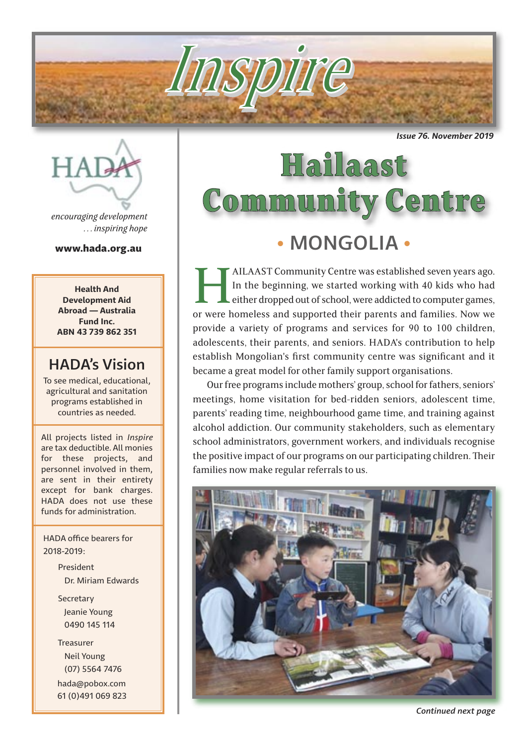# Inspire

*Issue 76. November 2019*

HADA

*encouraging development*
*. . . inspiring hope*

**www.hada.org.au**

**Health And Development Aid Abroad — Australia Fund Inc.**
**ABN 43 739 862 351**

## HADA's Vision

To see medical, educational, agricultural and sanitation programs established in countries as needed.

All projects listed in *Inspire* are tax deductible. All monies for these projects, and personnel involved in them, are sent in their entirety except for bank charges. HADA does not use these funds for administration.

HADA office bearers for 2018-2019:

President
Dr. Miriam Edwards

Secretary
Jeanie Young
0490 145 114

Treasurer
Neil Young
(07) 5564 7476

hada@pobox.com
61 (0)491 069 823

# Hailaast Community Centre

## • MONGOLIA •

HAILAAST Community Centre was established seven years ago. In the beginning, we started working with 40 kids who had either dropped out of school, were addicted to computer games, or were homeless and supported their parents and families. Now we provide a variety of programs and services for 90 to 100 children, adolescents, their parents, and seniors. HADA's contribution to help establish Mongolian's first community centre was significant and it became a great model for other family support organisations.

Our free programs include mothers' group, school for fathers, seniors' meetings, home visitation for bed-ridden seniors, adolescent time, parents' reading time, neighbourhood game time, and training against alcohol addiction. Our community stakeholders, such as elementary school administrators, government workers, and individuals recognise the positive impact of our programs on our participating children. Their families now make regular referrals to us.

*Continued next page*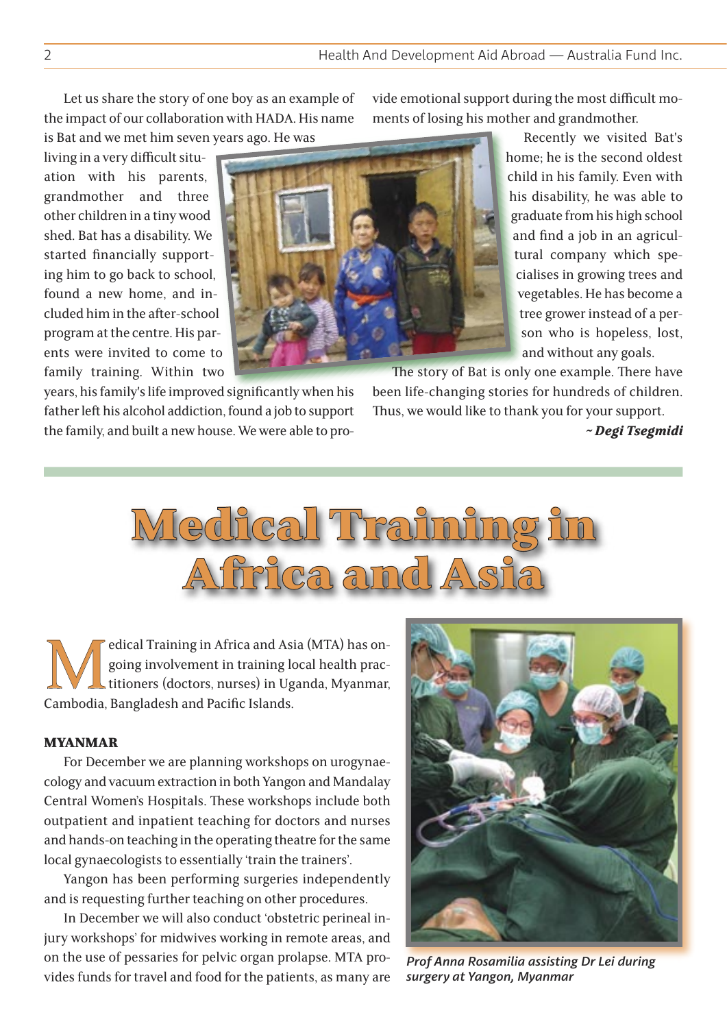Let us share the story of one boy as an example of the impact of our collaboration with HADA. His name is Bat and we met him seven years ago. He was living in a very difficult situation with his parents, grandmother and three other children in a tiny wood shed. Bat has a disability. We started financially supporting him to go back to school, found a new home, and included him in the after-school program at the centre. His parents were invited to come to family training. Within two years, his family's life improved significantly when his father left his alcohol addiction, found a job to support the family, and built a new house. We were able to provide emotional support during the most difficult moments of losing his mother and grandmother.

Recently we visited Bat's home; he is the second oldest child in his family. Even with his disability, he was able to graduate from his high school and find a job in an agricultural company which specialises in growing trees and vegetables. He has become a tree grower instead of a person who is hopeless, lost, and without any goals.

The story of Bat is only one example. There have been life-changing stories for hundreds of children. Thus, we would like to thank you for your support.

***~ Degi Tsegmidi***

# Medical Training in Africa and Asia

Medical Training in Africa and Asia (MTA) has ongoing involvement in training local health practitioners (doctors, nurses) in Uganda, Myanmar, Cambodia, Bangladesh and Pacific Islands.

**MYANMAR**

For December we are planning workshops on urogynaecology and vacuum extraction in both Yangon and Mandalay Central Women's Hospitals. These workshops include both outpatient and inpatient teaching for doctors and nurses and hands-on teaching in the operating theatre for the same local gynaecologists to essentially 'train the trainers'.

Yangon has been performing surgeries independently and is requesting further teaching on other procedures.

In December we will also conduct 'obstetric perineal injury workshops' for midwives working in remote areas, and on the use of pessaries for pelvic organ prolapse. MTA provides funds for travel and food for the patients, as many are

*Prof Anna Rosamilia assisting Dr Lei during surgery at Yangon, Myanmar*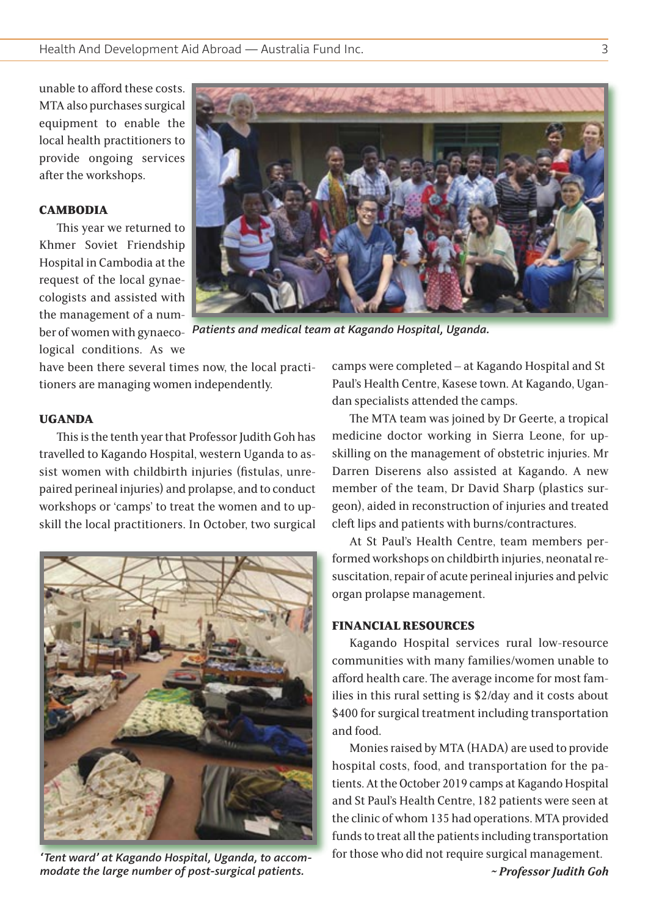unable to afford these costs. MTA also purchases surgical equipment to enable the local health practitioners to provide ongoing services after the workshops.

### CAMBODIA

This year we returned to Khmer Soviet Friendship Hospital in Cambodia at the request of the local gynaecologists and assisted with the management of a number of women with gynaecological conditions. As we have been there several times now, the local practitioners are managing women independently.

*Patients and medical team at Kagando Hospital, Uganda.*

### UGANDA

This is the tenth year that Professor Judith Goh has travelled to Kagando Hospital, western Uganda to assist women with childbirth injuries (fistulas, unrepaired perineal injuries) and prolapse, and to conduct workshops or 'camps' to treat the women and to upskill the local practitioners. In October, two surgical camps were completed – at Kagando Hospital and St Paul's Health Centre, Kasese town. At Kagando, Ugandan specialists attended the camps.

*'Tent ward' at Kagando Hospital, Uganda, to accommodate the large number of post-surgical patients.*

The MTA team was joined by Dr Geerte, a tropical medicine doctor working in Sierra Leone, for upskilling on the management of obstetric injuries. Mr Darren Diserens also assisted at Kagando. A new member of the team, Dr David Sharp (plastics surgeon), aided in reconstruction of injuries and treated cleft lips and patients with burns/contractures.

At St Paul's Health Centre, team members performed workshops on childbirth injuries, neonatal resuscitation, repair of acute perineal injuries and pelvic organ prolapse management.

### FINANCIAL RESOURCES

Kagando Hospital services rural low-resource communities with many families/women unable to afford health care. The average income for most families in this rural setting is $2/day and it costs about $400 for surgical treatment including transportation and food.

Monies raised by MTA (HADA) are used to provide hospital costs, food, and transportation for the patients. At the October 2019 camps at Kagando Hospital and St Paul's Health Centre, 182 patients were seen at the clinic of whom 135 had operations. MTA provided funds to treat all the patients including transportation for those who did not require surgical management.

***~ Professor Judith Goh***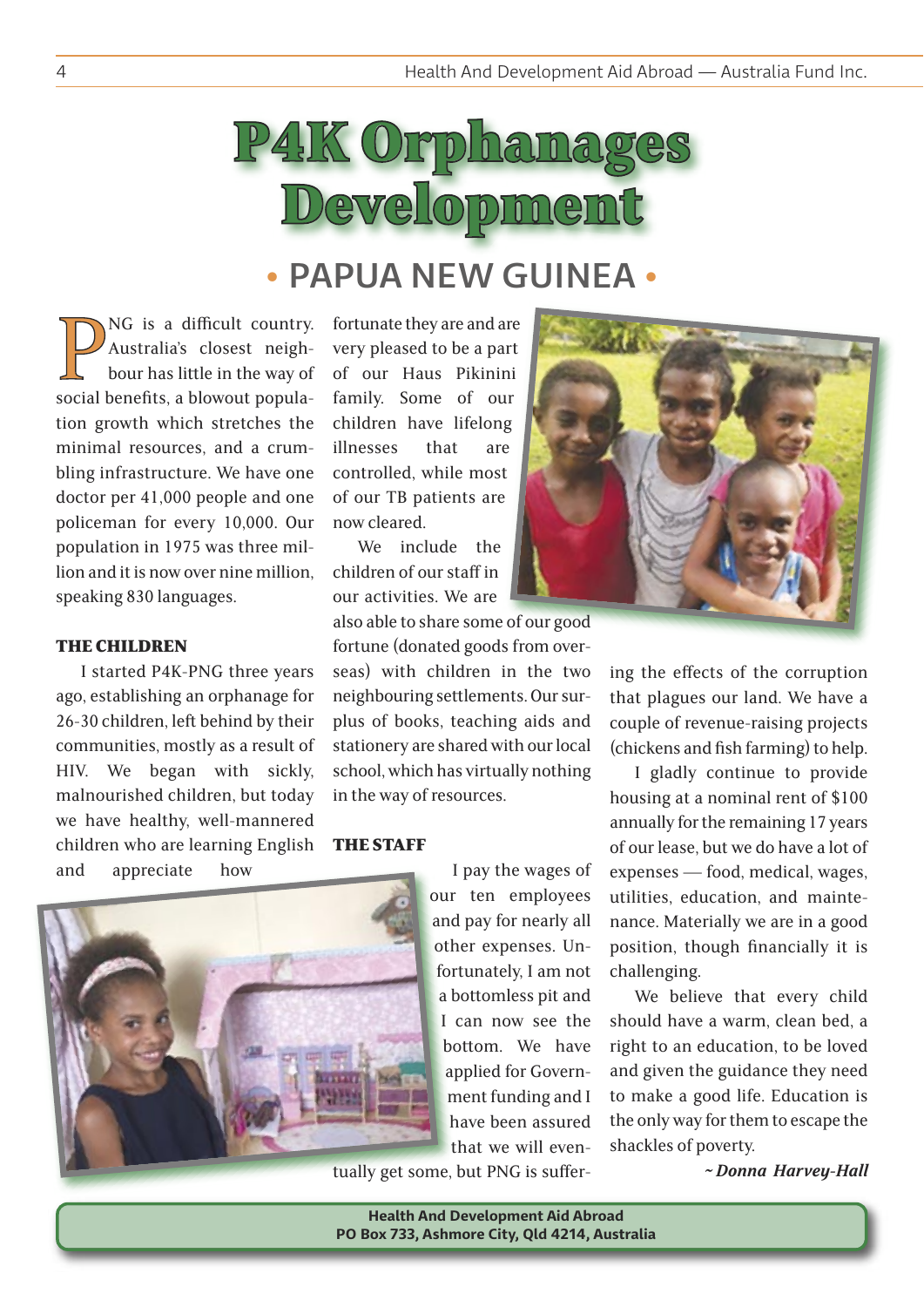# P4K Orphanages Development

## • PAPUA NEW GUINEA •

PNG is a difficult country. Australia's closest neighbour has little in the way of social benefits, a blowout population growth which stretches the minimal resources, and a crumbling infrastructure. We have one doctor per 41,000 people and one policeman for every 10,000. Our population in 1975 was three million and it is now over nine million, speaking 830 languages.

### THE CHILDREN

I started P4K-PNG three years ago, establishing an orphanage for 26-30 children, left behind by their communities, mostly as a result of HIV. We began with sickly, malnourished children, but today we have healthy, well-mannered children who are learning English and appreciate how fortunate they are and are very pleased to be a part of our Haus Pikinini family. Some of our children have lifelong illnesses that are controlled, while most of our TB patients are now cleared.

We include the children of our staff in our activities. We are also able to share some of our good fortune (donated goods from overseas) with children in the two neighbouring settlements. Our surplus of books, teaching aids and stationery are shared with our local school, which has virtually nothing in the way of resources.

### THE STAFF

I pay the wages of our ten employees and pay for nearly all other expenses. Unfortunately, I am not a bottomless pit and I can now see the bottom. We have applied for Government funding and I have been assured that we will eventually get some, but PNG is suffering the effects of the corruption that plagues our land. We have a couple of revenue-raising projects (chickens and fish farming) to help.

I gladly continue to provide housing at a nominal rent of $100 annually for the remaining 17 years of our lease, but we do have a lot of expenses — food, medical, wages, utilities, education, and maintenance. Materially we are in a good position, though financially it is challenging.

We believe that every child should have a warm, clean bed, a right to an education, to be loved and given the guidance they need to make a good life. Education is the only way for them to escape the shackles of poverty.

*~ Donna Harvey-Hall*

**Health And Development Aid Abroad**
**PO Box 733, Ashmore City, Qld 4214, Australia**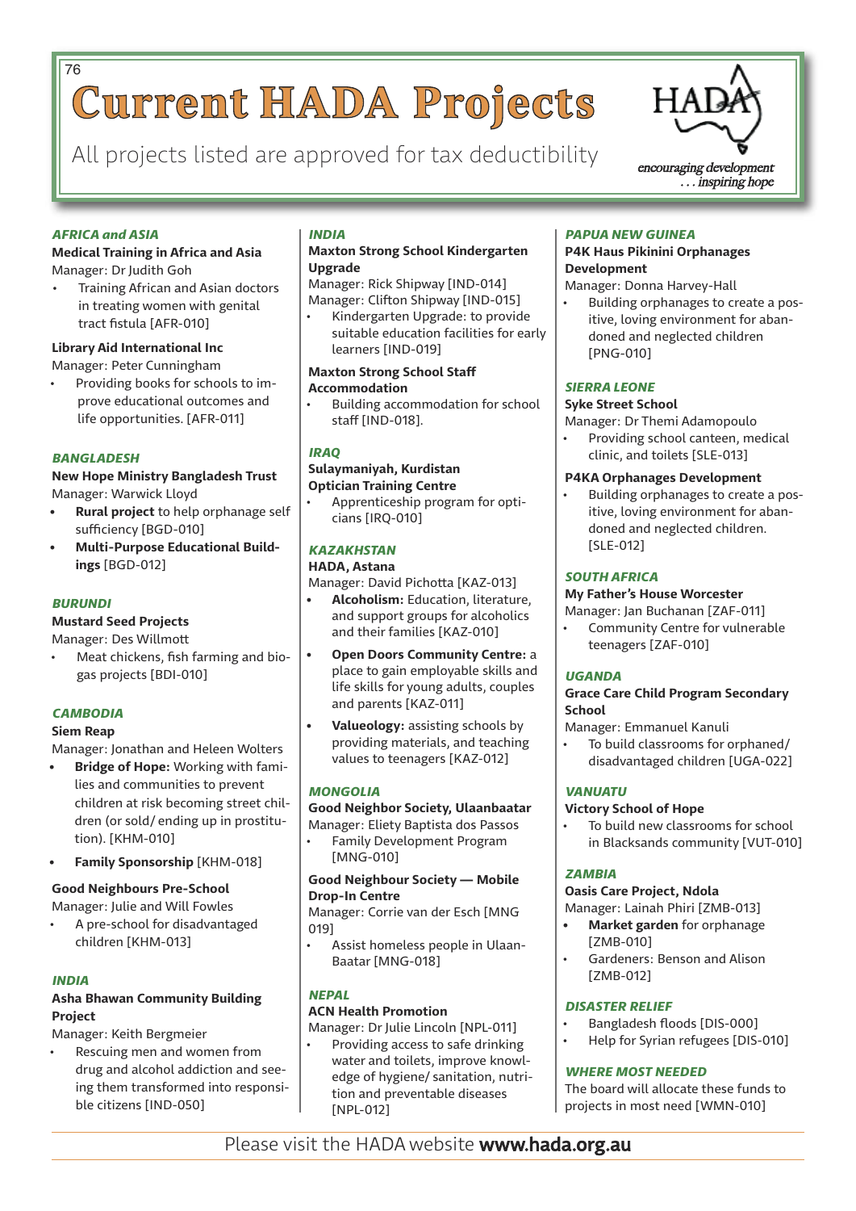# Current HADA Projects

All projects listed are approved for tax deductibility

HADA — *encouraging development . . . inspiring hope*

### *AFRICA and ASIA*

**Medical Training in Africa and Asia**
Manager: Dr Judith Goh

- Training African and Asian doctors in treating women with genital tract fistula [AFR-010]

**Library Aid International Inc**
Manager: Peter Cunningham

- Providing books for schools to improve educational outcomes and life opportunities. [AFR-011]

### *BANGLADESH*

**New Hope Ministry Bangladesh Trust**
Manager: Warwick Lloyd

- **Rural project** to help orphanage self sufficiency [BGD-010]
- **Multi-Purpose Educational Buildings** [BGD-012]

### *BURUNDI*

**Mustard Seed Projects**
Manager: Des Willmott

- Meat chickens, fish farming and biogas projects [BDI-010]

### *CAMBODIA*

**Siem Reap**
Manager: Jonathan and Heleen Wolters

- **Bridge of Hope:** Working with families and communities to prevent children at risk becoming street children (or sold/ ending up in prostitution). [KHM-010]
- **Family Sponsorship** [KHM-018]

**Good Neighbours Pre-School**
Manager: Julie and Will Fowles

- A pre-school for disadvantaged children [KHM-013]

### *INDIA*

**Asha Bhawan Community Building Project**
Manager: Keith Bergmeier

- Rescuing men and women from drug and alcohol addiction and seeing them transformed into responsible citizens [IND-050]

### *INDIA*

**Maxton Strong School Kindergarten Upgrade**
Manager: Rick Shipway [IND-014]
Manager: Clifton Shipway [IND-015]

- Kindergarten Upgrade: to provide suitable education facilities for early learners [IND-019]

**Maxton Strong School Staff Accommodation**

- Building accommodation for school staff [IND-018].

### *IRAQ*

**Sulaymaniyah, Kurdistan Optician Training Centre**

- Apprenticeship program for opticians [IRQ-010]

### *KAZAKHSTAN*

**HADA, Astana**
Manager: David Pichotta [KAZ-013]

- **Alcoholism:** Education, literature, and support groups for alcoholics and their families [KAZ-010]
- **Open Doors Community Centre:** a place to gain employable skills and life skills for young adults, couples and parents [KAZ-011]
- **Valueology:** assisting schools by providing materials, and teaching values to teenagers [KAZ-012]

### *MONGOLIA*

**Good Neighbor Society, Ulaanbaatar**
Manager: Eliety Baptista dos Passos

- Family Development Program [MNG-010]

**Good Neighbour Society — Mobile Drop-In Centre**
Manager: Corrie van der Esch [MNG 019]

- Assist homeless people in Ulaan-Baatar [MNG-018]

### *NEPAL*

**ACN Health Promotion**
Manager: Dr Julie Lincoln [NPL-011]

- Providing access to safe drinking water and toilets, improve knowledge of hygiene/ sanitation, nutrition and preventable diseases [NPL-012]

### *PAPUA NEW GUINEA*

**P4K Haus Pikinini Orphanages Development**
Manager: Donna Harvey-Hall

- Building orphanages to create a positive, loving environment for abandoned and neglected children [PNG-010]

### *SIERRA LEONE*

**Syke Street School**
Manager: Dr Themi Adamopoulo

- Providing school canteen, medical clinic, and toilets [SLE-013]

**P4KA Orphanages Development**

- Building orphanages to create a positive, loving environment for abandoned and neglected children. [SLE-012]

### *SOUTH AFRICA*

**My Father's House Worcester**
Manager: Jan Buchanan [ZAF-011]

- Community Centre for vulnerable teenagers [ZAF-010]

### *UGANDA*

**Grace Care Child Program Secondary School**
Manager: Emmanuel Kanuli

- To build classrooms for orphaned/ disadvantaged children [UGA-022]

### *VANUATU*

**Victory School of Hope**

- To build new classrooms for school in Blacksands community [VUT-010]

### *ZAMBIA*

**Oasis Care Project, Ndola**
Manager: Lainah Phiri [ZMB-013]

- **Market garden** for orphanage [ZMB-010]
- Gardeners: Benson and Alison [ZMB-012]

### *DISASTER RELIEF*

- Bangladesh floods [DIS-000]
- Help for Syrian refugees [DIS-010]

### *WHERE MOST NEEDED*

The board will allocate these funds to projects in most need [WMN-010]

Please visit the HADA website **www.hada.org.au**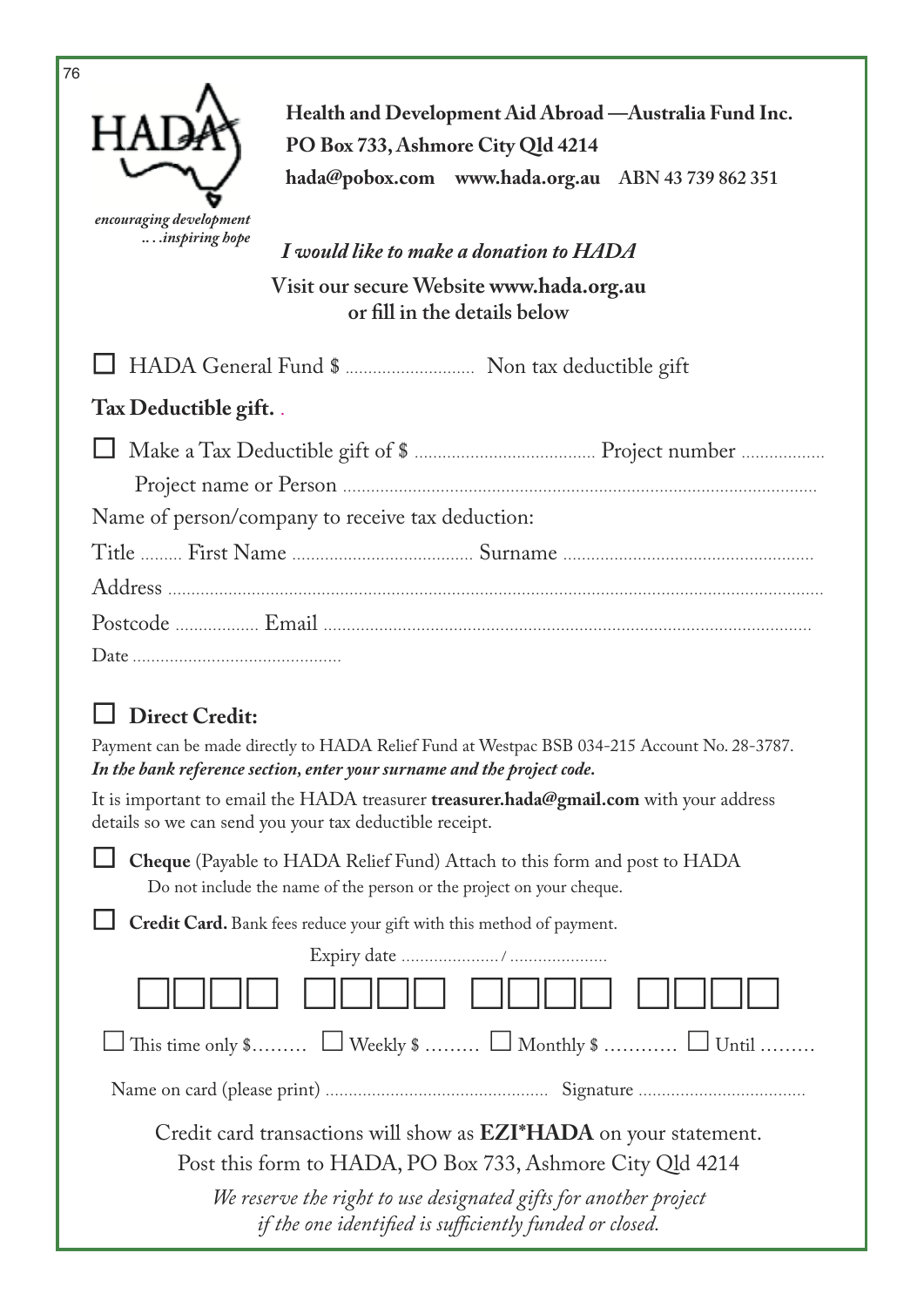HADA

*encouraging development ….inspiring hope*

**Health and Development Aid Abroad —Australia Fund Inc.**
**PO Box 733, Ashmore City Qld 4214**
**hada@pobox.com www.hada.org.au ABN 43 739 862 351**

***I would like to make a donation to HADA***

**Visit our secure Website www.hada.org.au or fill in the details below**

☐ HADA General Fund $ .......................... Non tax deductible gift

**Tax Deductible gift.** .

☐ Make a Tax Deductible gift of $ ...................................... Project number .................

Project name or Person ....................................................................................................

Name of person/company to receive tax deduction:

Title ......... First Name ...................................... Surname .....................................................

Address ..........................................................................................................................................

Postcode ................. Email .......................................................................................................

Date ............................................

☐ **Direct Credit:**

Payment can be made directly to HADA Relief Fund at Westpac BSB 034-215 Account No. 28-3787.
***In the bank reference section, enter your surname and the project code.***

It is important to email the HADA treasurer **treasurer.hada@gmail.com** with your address details so we can send you your tax deductible receipt.

☐ **Cheque** (Payable to HADA Relief Fund) Attach to this form and post to HADA
Do not include the name of the person or the project on your cheque.

☐ **Credit Card.** Bank fees reduce your gift with this method of payment.

Expiry date ...................../.....................

☐☐☐☐ ☐☐☐☐ ☐☐☐☐ ☐☐☐☐

☐ This time only $......... ☐ Weekly $ ......... ☐ Monthly $ ............ ☐ Until .........

Name on card (please print) ................................................ Signature ....................................

Credit card transactions will show as **EZI*HADA** on your statement.
Post this form to HADA, PO Box 733, Ashmore City Qld 4214

*We reserve the right to use designated gifts for another project if the one identified is sufficiently funded or closed.*